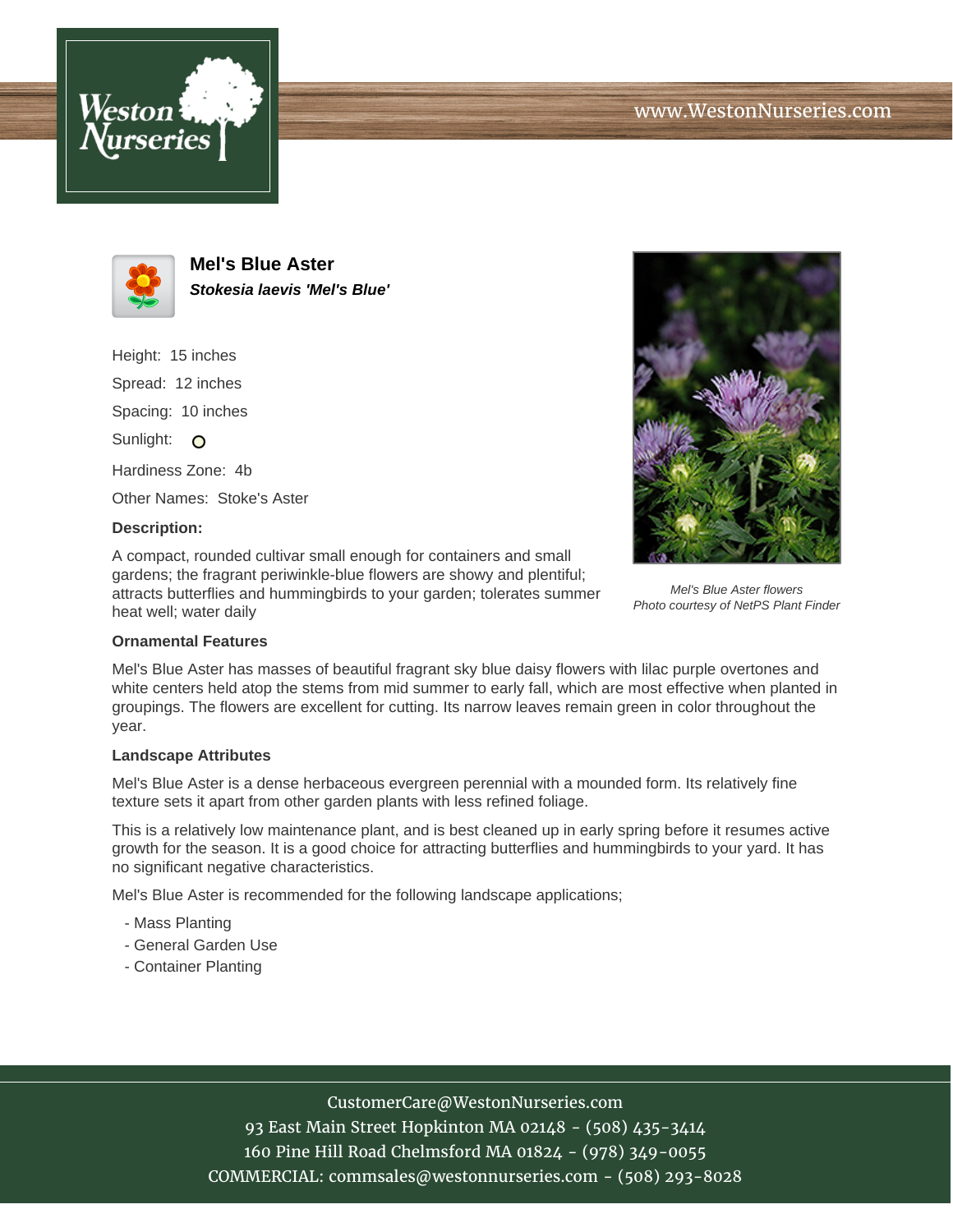# Mel's Blue Aster

***Stokesia laevis 'Mel's Blue'***

Height: 15 inches

Spread: 12 inches

Spacing: 10 inches

Sunlight:

Hardiness Zone: 4b

Other Names: Stoke's Aster

**Description:**

A compact, rounded cultivar small enough for containers and small gardens; the fragrant periwinkle-blue flowers are showy and plentiful; attracts butterflies and hummingbirds to your garden; tolerates summer heat well; water daily

*Mel's Blue Aster flowers*
*Photo courtesy of NetPS Plant Finder*

### Ornamental Features

Mel's Blue Aster has masses of beautiful fragrant sky blue daisy flowers with lilac purple overtones and white centers held atop the stems from mid summer to early fall, which are most effective when planted in groupings. The flowers are excellent for cutting. Its narrow leaves remain green in color throughout the year.

### Landscape Attributes

Mel's Blue Aster is a dense herbaceous evergreen perennial with a mounded form. Its relatively fine texture sets it apart from other garden plants with less refined foliage.

This is a relatively low maintenance plant, and is best cleaned up in early spring before it resumes active growth for the season. It is a good choice for attracting butterflies and hummingbirds to your yard. It has no significant negative characteristics.

Mel's Blue Aster is recommended for the following landscape applications;

- Mass Planting
- General Garden Use
- Container Planting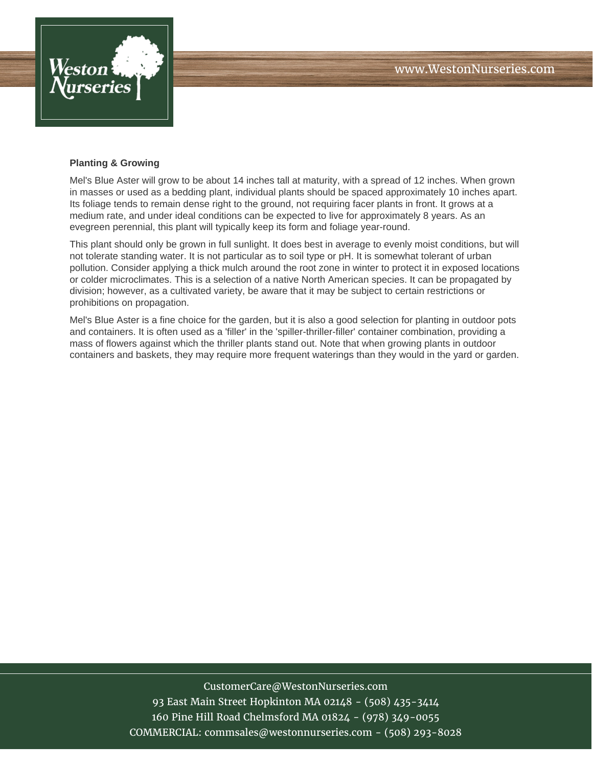**Planting & Growing**

Mel's Blue Aster will grow to be about 14 inches tall at maturity, with a spread of 12 inches. When grown in masses or used as a bedding plant, individual plants should be spaced approximately 10 inches apart. Its foliage tends to remain dense right to the ground, not requiring facer plants in front. It grows at a medium rate, and under ideal conditions can be expected to live for approximately 8 years. As an evegreen perennial, this plant will typically keep its form and foliage year-round.

This plant should only be grown in full sunlight. It does best in average to evenly moist conditions, but will not tolerate standing water. It is not particular as to soil type or pH. It is somewhat tolerant of urban pollution. Consider applying a thick mulch around the root zone in winter to protect it in exposed locations or colder microclimates. This is a selection of a native North American species. It can be propagated by division; however, as a cultivated variety, be aware that it may be subject to certain restrictions or prohibitions on propagation.

Mel's Blue Aster is a fine choice for the garden, but it is also a good selection for planting in outdoor pots and containers. It is often used as a 'filler' in the 'spiller-thriller-filler' container combination, providing a mass of flowers against which the thriller plants stand out. Note that when growing plants in outdoor containers and baskets, they may require more frequent waterings than they would in the yard or garden.